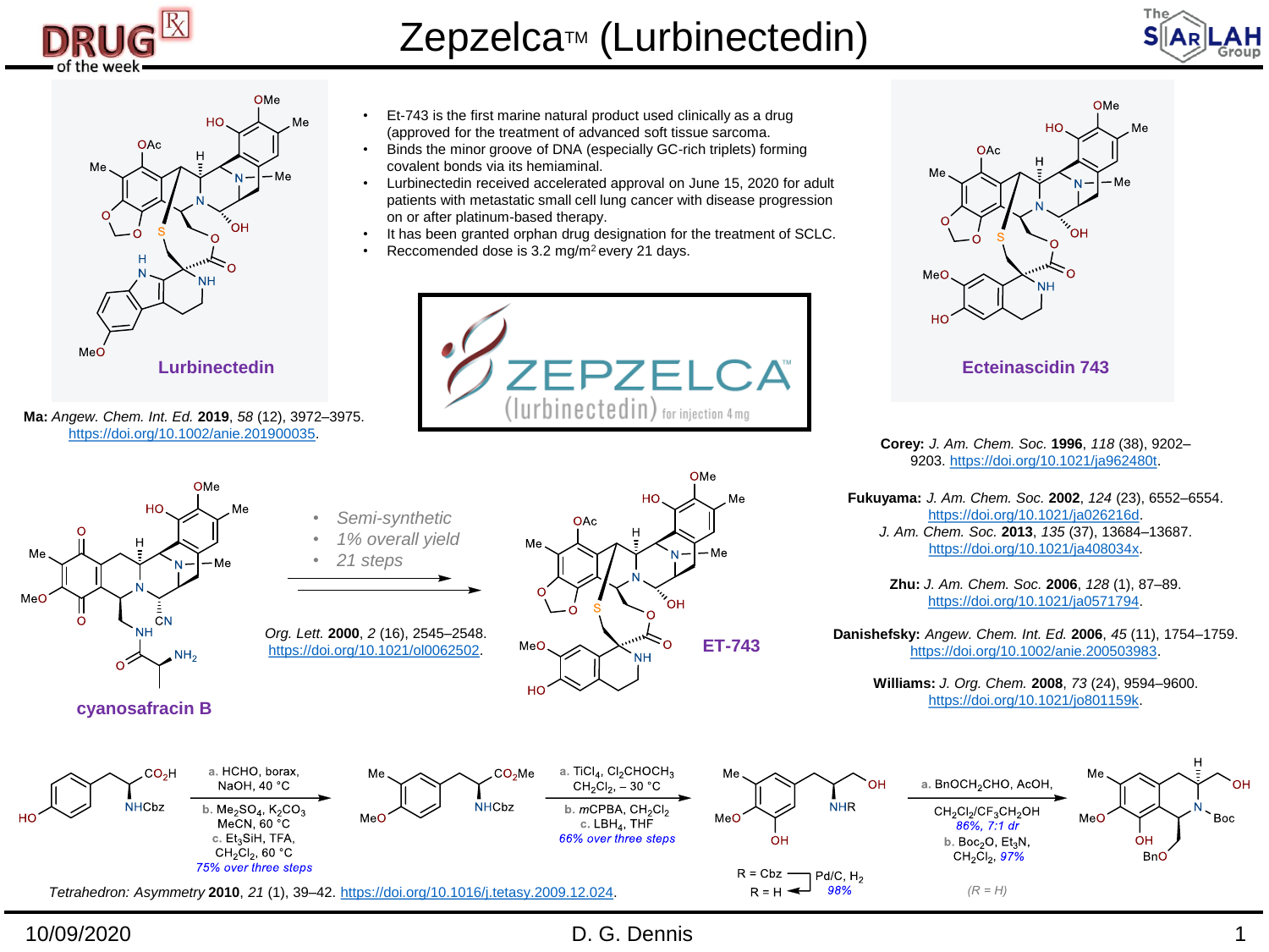# Zepzelca™ (Lurbinectedin)

DRUG of the week

- Et-743 is the first marine natural product used clinically as a drug (approved for the treatment of advanced soft tissue sarcoma.
- Binds the minor groove of DNA (especially GC-rich triplets) forming covalent bonds via its hemiaminal.
- Lurbinectedin received accelerated approval on June 15, 2020 for adult patients with metastatic small cell lung cancer with disease progression on or after platinum-based therapy.
- It has been granted orphan drug designation for the treatment of SCLC.
- Reccomended dose is 3.2 mg/m$^2$ every 21 days.

**Lurbinectedin**

**Ma:** *Angew. Chem. Int. Ed.* **2019**, *58* (12), 3972–3975. https://doi.org/10.1002/anie.201900035.

ZEPZELCA™ (lurbinectedin) for injection 4 mg

**Ecteinascidin 743**

**Corey:** *J. Am. Chem. Soc.* **1996**, *118* (38), 9202–9203. https://doi.org/10.1021/ja962480t.

**Fukuyama:** *J. Am. Chem. Soc.* **2002**, *124* (23), 6552–6554. https://doi.org/10.1021/ja026216d. *J. Am. Chem. Soc.* **2013**, *135* (37), 13684–13687. https://doi.org/10.1021/ja408034x.

**Zhu:** *J. Am. Chem. Soc.* **2006**, *128* (1), 87–89. https://doi.org/10.1021/ja0571794.

**Danishefsky:** *Angew. Chem. Int. Ed.* **2006**, *45* (11), 1754–1759. https://doi.org/10.1002/anie.200503983.

**Williams:** *J. Org. Chem.* **2008**, *73* (24), 9594–9600. https://doi.org/10.1021/jo801159k.

**cyanosafracin B** → **ET-743**

- *Semi-synthetic*
- *1% overall yield*
- *21 steps*

*Org. Lett.* **2000**, *2* (16), 2545–2548. https://doi.org/10.1021/ol0062502.

a. HCHO, borax, NaOH, 40 °C; b. $Me_2SO_4$, $K_2CO_3$, MeCN, 60 °C; c. $Et_3SiH$, TFA, $CH_2Cl_2$, 60 °C; *75% over three steps*

a. $TiCl_4$, $Cl_2CHOCH_3$, $CH_2Cl_2$, – 30 °C; b. *m*CPBA, $CH_2Cl_2$; c. $LBH_4$, THF; *66% over three steps*

R = Cbz → R = H: Pd/C, $H_2$, *98%*

a. $BnOCH_2CHO$, AcOH, $CH_2Cl_2/CF_3CH_2OH$, *86%, 7:1 dr*; b. $Boc_2O$, $Et_3N$, $CH_2Cl_2$, *97%* *(R = H)*

*Tetrahedron: Asymmetry* **2010**, *21* (1), 39–42. https://doi.org/10.1016/j.tetasy.2009.12.024.

10/09/2020 D. G. Dennis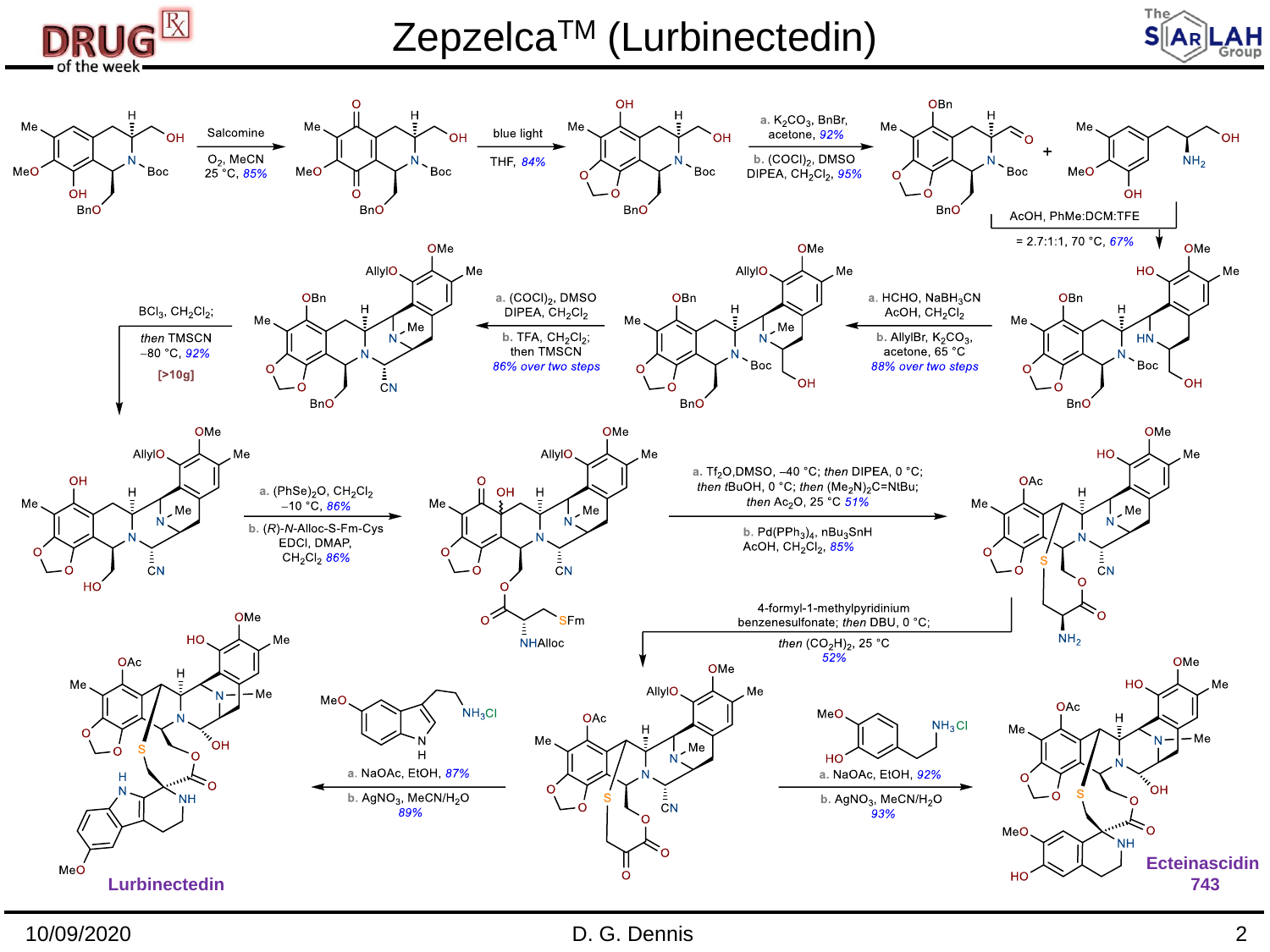# Zepzelca™ (Lurbinectedin)

Salcomine

$O_2$, MeCN
25 °C, 85%

blue light

THF, 84%

a. $K_2CO_3$, BnBr, acetone, 92%

b. $(COCl)_2$, DMSO
DIPEA, $CH_2Cl_2$, 95%

AcOH, PhMe:DCM:TFE
= 2.7:1:1, 70 °C, 67%

a. HCHO, $NaBH_3CN$
AcOH, $CH_2Cl_2$

b. AllylBr, $K_2CO_3$, acetone, 65 °C
88% over two steps

a. $(COCl)_2$, DMSO
DIPEA, $CH_2Cl_2$

b. TFA, $CH_2Cl_2$;
then TMSCN
86% over two steps

$BCl_3$, $CH_2Cl_2$;
*then* TMSCN
–80 °C, 92%
[>10g]

a. $(PhSe)_2O$, $CH_2Cl_2$
–10 °C, 86%

b. (*R*)-*N*-Alloc-S-Fm-Cys
EDCI, DMAP,
$CH_2Cl_2$ 86%

a. $Tf_2O$,DMSO, –40 °C; *then* DIPEA, 0 °C;
*then* *t*BuOH, 0 °C; *then* $(Me_2N)_2C$=NtBu;
*then* $Ac_2O$, 25 °C 51%

b. $Pd(PPh_3)_4$, $nBu_3SnH$
AcOH, $CH_2Cl_2$, 85%

4-formyl-1-methylpyridinium
benzenesulfonate; *then* DBU, 0 °C;
*then* $(CO_2H)_2$, 25 °C
52%

a. NaOAc, EtOH, 87%

b. $AgNO_3$, $MeCN/H_2O$
89%

a. NaOAc, EtOH, 92%

b. $AgNO_3$, $MeCN/H_2O$
93%

**Lurbinectedin**

**Ecteinascidin 743**

10/09/2020 D. G. Dennis